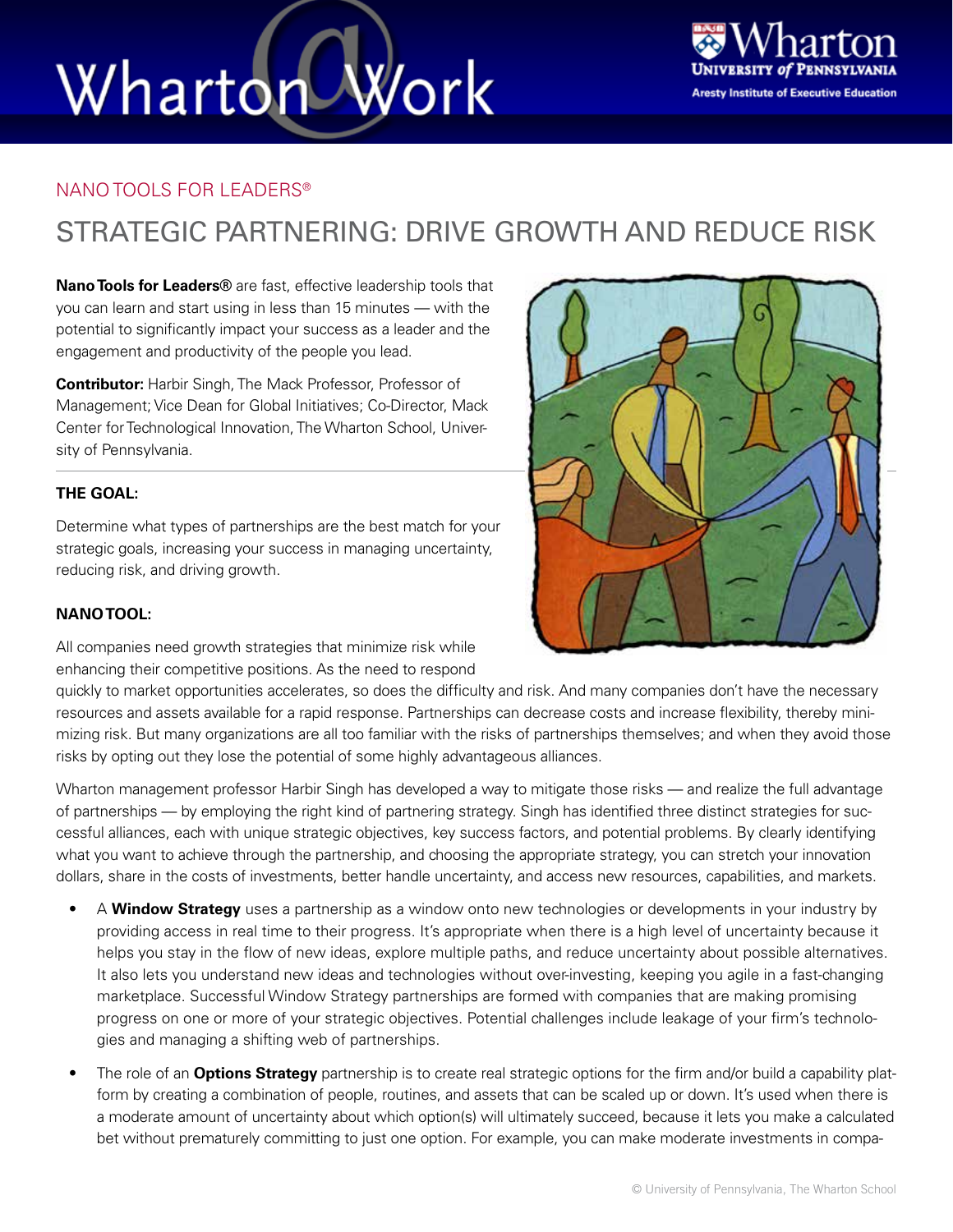# Wharton@Work

NANO TOOLS FOR LEADERS®

## STRATEGIC PARTNERING: DRIVE GROWTH AND REDUCE RISK

**Nano Tools for Leaders®** are fast, effective leadership tools that you can learn and start using in less than 15 minutes — with the potential to significantly impact your success as a leader and the engagement and productivity of the people you lead.

**Contributor:** Harbir Singh, The Mack Professor, Professor of Management; Vice Dean for Global Initiatives; Co-Director, Mack Center for Technological Innovation, The Wharton School, University of Pennsylvania.

### THE GOAL:

Determine what types of partnerships are the best match for your strategic goals, increasing your success in managing uncertainty, reducing risk, and driving growth.

### NANO TOOL:

All companies need growth strategies that minimize risk while enhancing their competitive positions. As the need to respond quickly to market opportunities accelerates, so does the difficulty and risk. And many companies don't have the necessary resources and assets available for a rapid response. Partnerships can decrease costs and increase flexibility, thereby minimizing risk. But many organizations are all too familiar with the risks of partnerships themselves; and when they avoid those risks by opting out they lose the potential of some highly advantageous alliances.

Wharton management professor Harbir Singh has developed a way to mitigate those risks — and realize the full advantage of partnerships — by employing the right kind of partnering strategy. Singh has identified three distinct strategies for successful alliances, each with unique strategic objectives, key success factors, and potential problems. By clearly identifying what you want to achieve through the partnership, and choosing the appropriate strategy, you can stretch your innovation dollars, share in the costs of investments, better handle uncertainty, and access new resources, capabilities, and markets.

- A **Window Strategy** uses a partnership as a window onto new technologies or developments in your industry by providing access in real time to their progress. It's appropriate when there is a high level of uncertainty because it helps you stay in the flow of new ideas, explore multiple paths, and reduce uncertainty about possible alternatives. It also lets you understand new ideas and technologies without over-investing, keeping you agile in a fast-changing marketplace. Successful Window Strategy partnerships are formed with companies that are making promising progress on one or more of your strategic objectives. Potential challenges include leakage of your firm's technologies and managing a shifting web of partnerships.
- The role of an **Options Strategy** partnership is to create real strategic options for the firm and/or build a capability platform by creating a combination of people, routines, and assets that can be scaled up or down. It's used when there is a moderate amount of uncertainty about which option(s) will ultimately succeed, because it lets you make a calculated bet without prematurely committing to just one option. For example, you can make moderate investments in compa-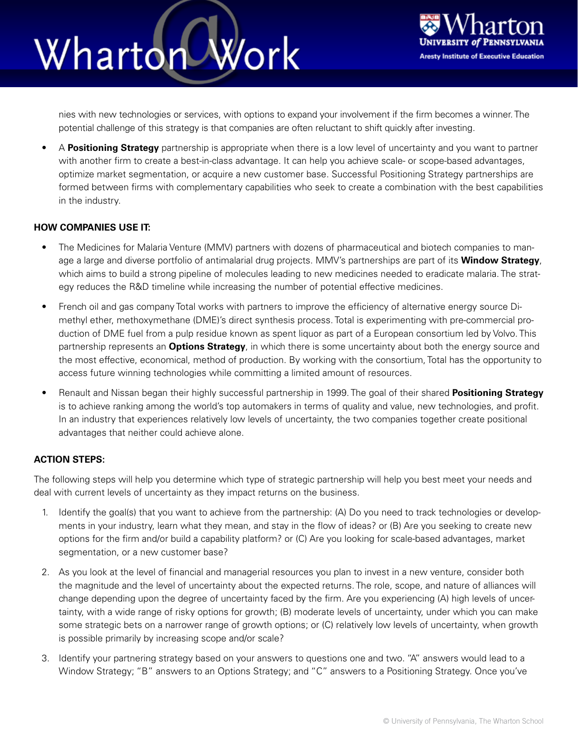nies with new technologies or services, with options to expand your involvement if the firm becomes a winner. The potential challenge of this strategy is that companies are often reluctant to shift quickly after investing.

- A **Positioning Strategy** partnership is appropriate when there is a low level of uncertainty and you want to partner with another firm to create a best-in-class advantage. It can help you achieve scale- or scope-based advantages, optimize market segmentation, or acquire a new customer base. Successful Positioning Strategy partnerships are formed between firms with complementary capabilities who seek to create a combination with the best capabilities in the industry.

**HOW COMPANIES USE IT:**

- The Medicines for Malaria Venture (MMV) partners with dozens of pharmaceutical and biotech companies to manage a large and diverse portfolio of antimalarial drug projects. MMV's partnerships are part of its **Window Strategy**, which aims to build a strong pipeline of molecules leading to new medicines needed to eradicate malaria. The strategy reduces the R&D timeline while increasing the number of potential effective medicines.
- French oil and gas company Total works with partners to improve the efficiency of alternative energy source Dimethyl ether, methoxymethane (DME)'s direct synthesis process. Total is experimenting with pre-commercial production of DME fuel from a pulp residue known as spent liquor as part of a European consortium led by Volvo. This partnership represents an **Options Strategy**, in which there is some uncertainty about both the energy source and the most effective, economical, method of production. By working with the consortium, Total has the opportunity to access future winning technologies while committing a limited amount of resources.
- Renault and Nissan began their highly successful partnership in 1999. The goal of their shared **Positioning Strategy** is to achieve ranking among the world's top automakers in terms of quality and value, new technologies, and profit. In an industry that experiences relatively low levels of uncertainty, the two companies together create positional advantages that neither could achieve alone.

**ACTION STEPS:**

The following steps will help you determine which type of strategic partnership will help you best meet your needs and deal with current levels of uncertainty as they impact returns on the business.

1. Identify the goal(s) that you want to achieve from the partnership: (A) Do you need to track technologies or developments in your industry, learn what they mean, and stay in the flow of ideas? or (B) Are you seeking to create new options for the firm and/or build a capability platform? or (C) Are you looking for scale-based advantages, market segmentation, or a new customer base?
2. As you look at the level of financial and managerial resources you plan to invest in a new venture, consider both the magnitude and the level of uncertainty about the expected returns. The role, scope, and nature of alliances will change depending upon the degree of uncertainty faced by the firm. Are you experiencing (A) high levels of uncertainty, with a wide range of risky options for growth; (B) moderate levels of uncertainty, under which you can make some strategic bets on a narrower range of growth options; or (C) relatively low levels of uncertainty, when growth is possible primarily by increasing scope and/or scale?
3. Identify your partnering strategy based on your answers to questions one and two. "A" answers would lead to a Window Strategy; "B" answers to an Options Strategy; and "C" answers to a Positioning Strategy. Once you've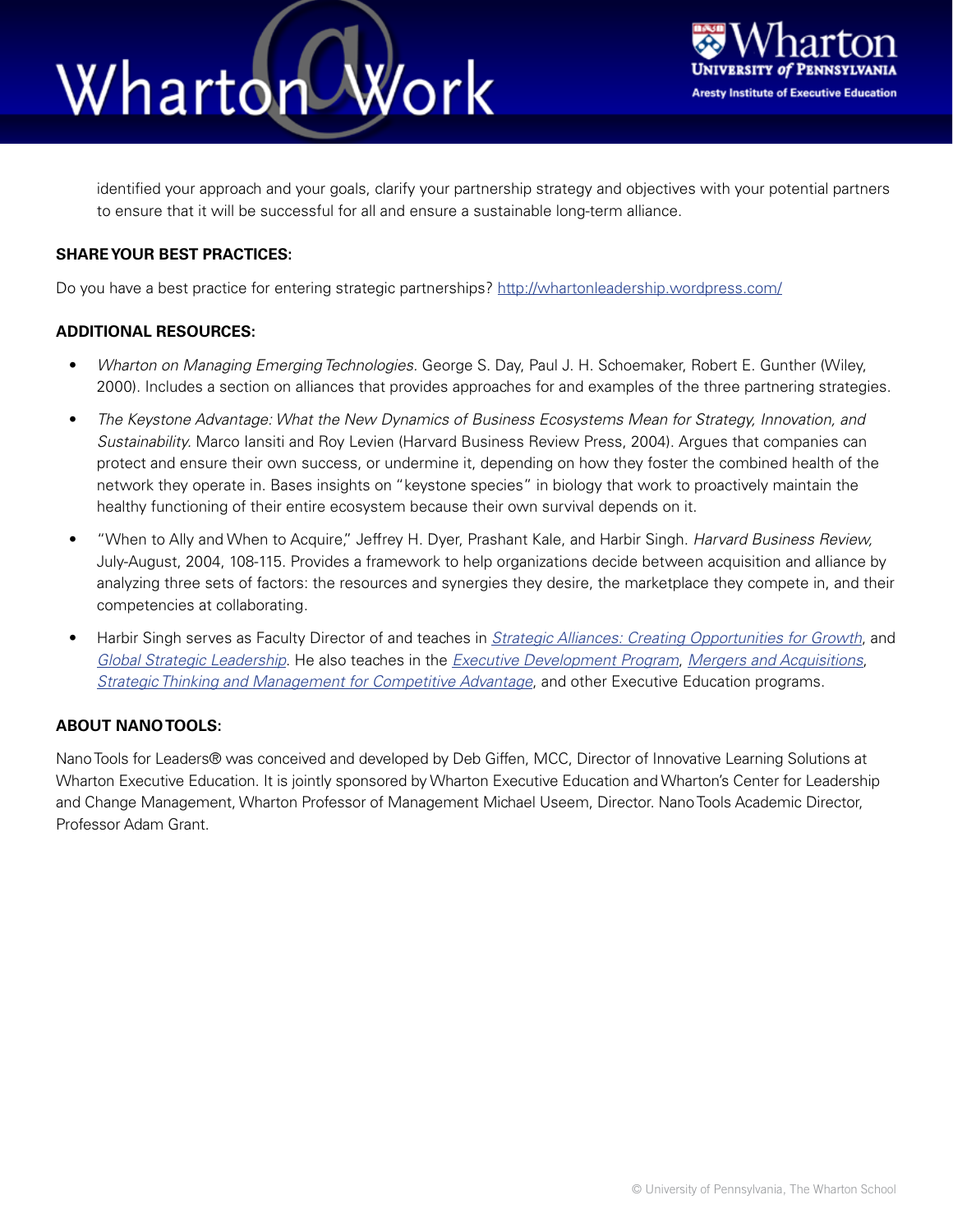identified your approach and your goals, clarify your partnership strategy and objectives with your potential partners to ensure that it will be successful for all and ensure a sustainable long-term alliance.

**SHARE YOUR BEST PRACTICES:**

Do you have a best practice for entering strategic partnerships? http://whartonleadership.wordpress.com/

**ADDITIONAL RESOURCES:**

- *Wharton on Managing Emerging Technologies.* George S. Day, Paul J. H. Schoemaker, Robert E. Gunther (Wiley, 2000). Includes a section on alliances that provides approaches for and examples of the three partnering strategies.
- *The Keystone Advantage: What the New Dynamics of Business Ecosystems Mean for Strategy, Innovation, and Sustainability.* Marco Iansiti and Roy Levien (Harvard Business Review Press, 2004). Argues that companies can protect and ensure their own success, or undermine it, depending on how they foster the combined health of the network they operate in. Bases insights on "keystone species" in biology that work to proactively maintain the healthy functioning of their entire ecosystem because their own survival depends on it.
- "When to Ally and When to Acquire," Jeffrey H. Dyer, Prashant Kale, and Harbir Singh. *Harvard Business Review,* July-August, 2004, 108-115. Provides a framework to help organizations decide between acquisition and alliance by analyzing three sets of factors: the resources and synergies they desire, the marketplace they compete in, and their competencies at collaborating.
- Harbir Singh serves as Faculty Director of and teaches in *Strategic Alliances: Creating Opportunities for Growth*, and *Global Strategic Leadership*. He also teaches in the *Executive Development Program*, *Mergers and Acquisitions*, *Strategic Thinking and Management for Competitive Advantage*, and other Executive Education programs.

**ABOUT NANO TOOLS:**

Nano Tools for Leaders® was conceived and developed by Deb Giffen, MCC, Director of Innovative Learning Solutions at Wharton Executive Education. It is jointly sponsored by Wharton Executive Education and Wharton's Center for Leadership and Change Management, Wharton Professor of Management Michael Useem, Director. Nano Tools Academic Director, Professor Adam Grant.